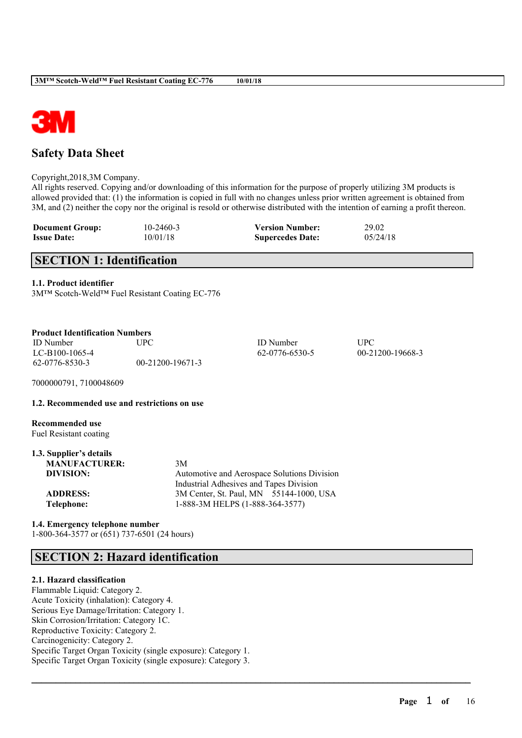# Safety Data Sheet

Copyright,2018,3M Company.
All rights reserved. Copying and/or downloading of this information for the purpose of properly utilizing 3M products is allowed provided that: (1) the information is copied in full with no changes unless prior written agreement is obtained from 3M, and (2) neither the copy nor the original is resold or otherwise distributed with the intention of earning a profit thereon.

| | | | |
|---|---|---|---|
| **Document Group:** | 10-2460-3 | **Version Number:** | 29.02 |
| **Issue Date:** | 10/01/18 | **Supercedes Date:** | 05/24/18 |

## SECTION 1: Identification

### 1.1. Product identifier

3M™ Scotch-Weld™ Fuel Resistant Coating EC-776

**Product Identification Numbers**

| ID Number | UPC | ID Number | UPC |
|---|---|---|---|
| LC-B100-1065-4 | | 62-0776-6530-5 | 00-21200-19668-3 |
| 62-0776-8530-3 | 00-21200-19671-3 | | |

7000000791, 7100048609

### 1.2. Recommended use and restrictions on use

**Recommended use**
Fuel Resistant coating

### 1.3. Supplier's details

| | |
|---|---|
| **MANUFACTURER:** | 3M |
| **DIVISION:** | Automotive and Aerospace Solutions Division<br>Industrial Adhesives and Tapes Division |
| **ADDRESS:** | 3M Center, St. Paul, MN 55144-1000, USA |
| **Telephone:** | 1-888-3M HELPS (1-888-364-3577) |

### 1.4. Emergency telephone number

1-800-364-3577 or (651) 737-6501 (24 hours)

## SECTION 2: Hazard identification

### 2.1. Hazard classification

Flammable Liquid: Category 2.
Acute Toxicity (inhalation): Category 4.
Serious Eye Damage/Irritation: Category 1.
Skin Corrosion/Irritation: Category 1C.
Reproductive Toxicity: Category 2.
Carcinogenicity: Category 2.
Specific Target Organ Toxicity (single exposure): Category 1.
Specific Target Organ Toxicity (single exposure): Category 3.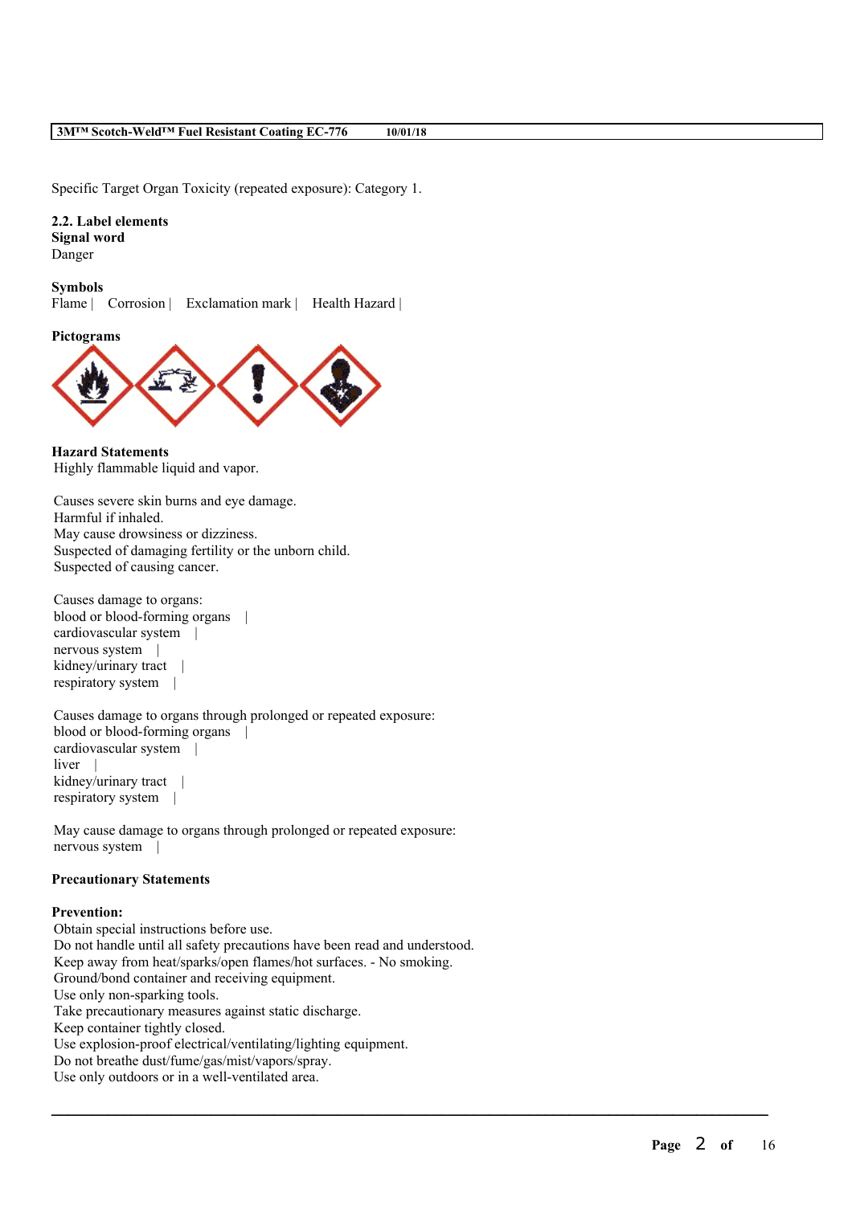Specific Target Organ Toxicity (repeated exposure): Category 1.

### 2.2. Label elements

**Signal word**

Danger

**Symbols**

Flame | Corrosion | Exclamation mark | Health Hazard |

**Pictograms**

**Hazard Statements**

Highly flammable liquid and vapor.

Causes severe skin burns and eye damage.
Harmful if inhaled.
May cause drowsiness or dizziness.
Suspected of damaging fertility or the unborn child.
Suspected of causing cancer.

Causes damage to organs:
blood or blood-forming organs |
cardiovascular system |
nervous system |
kidney/urinary tract |
respiratory system |

Causes damage to organs through prolonged or repeated exposure:
blood or blood-forming organs |
cardiovascular system |
liver |
kidney/urinary tract |
respiratory system |

May cause damage to organs through prolonged or repeated exposure:
nervous system |

**Precautionary Statements**

**Prevention:**

Obtain special instructions before use.
Do not handle until all safety precautions have been read and understood.
Keep away from heat/sparks/open flames/hot surfaces. - No smoking.
Ground/bond container and receiving equipment.
Use only non-sparking tools.
Take precautionary measures against static discharge.
Keep container tightly closed.
Use explosion-proof electrical/ventilating/lighting equipment.
Do not breathe dust/fume/gas/mist/vapors/spray.
Use only outdoors or in a well-ventilated area.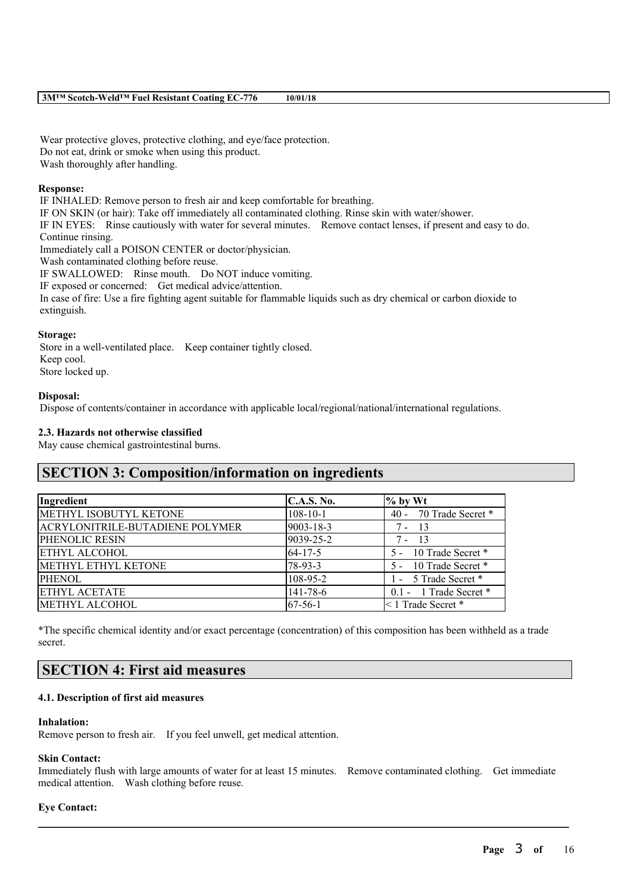Wear protective gloves, protective clothing, and eye/face protection.
Do not eat, drink or smoke when using this product.
Wash thoroughly after handling.

**Response:**

IF INHALED: Remove person to fresh air and keep comfortable for breathing.
IF ON SKIN (or hair): Take off immediately all contaminated clothing. Rinse skin with water/shower.
IF IN EYES: Rinse cautiously with water for several minutes. Remove contact lenses, if present and easy to do. Continue rinsing.
Immediately call a POISON CENTER or doctor/physician.
Wash contaminated clothing before reuse.
IF SWALLOWED: Rinse mouth. Do NOT induce vomiting.
IF exposed or concerned: Get medical advice/attention.
In case of fire: Use a fire fighting agent suitable for flammable liquids such as dry chemical or carbon dioxide to extinguish.

**Storage:**

Store in a well-ventilated place. Keep container tightly closed.
Keep cool.
Store locked up.

**Disposal:**

Dispose of contents/container in accordance with applicable local/regional/national/international regulations.

### 2.3. Hazards not otherwise classified

May cause chemical gastrointestinal burns.

## SECTION 3: Composition/information on ingredients

| Ingredient | C.A.S. No. | % by Wt |
|---|---|---|
| METHYL ISOBUTYL KETONE | 108-10-1 | 40 - 70 Trade Secret * |
| ACRYLONITRILE-BUTADIENE POLYMER | 9003-18-3 | 7 - 13 |
| PHENOLIC RESIN | 9039-25-2 | 7 - 13 |
| ETHYL ALCOHOL | 64-17-5 | 5 - 10 Trade Secret * |
| METHYL ETHYL KETONE | 78-93-3 | 5 - 10 Trade Secret * |
| PHENOL | 108-95-2 | 1 - 5 Trade Secret * |
| ETHYL ACETATE | 141-78-6 | 0.1 - 1 Trade Secret * |
| METHYL ALCOHOL | 67-56-1 | < 1 Trade Secret * |

*The specific chemical identity and/or exact percentage (concentration) of this composition has been withheld as a trade secret.

## SECTION 4: First aid measures

### 4.1. Description of first aid measures

**Inhalation:**

Remove person to fresh air. If you feel unwell, get medical attention.

**Skin Contact:**

Immediately flush with large amounts of water for at least 15 minutes. Remove contaminated clothing. Get immediate medical attention. Wash clothing before reuse.

**Eye Contact:**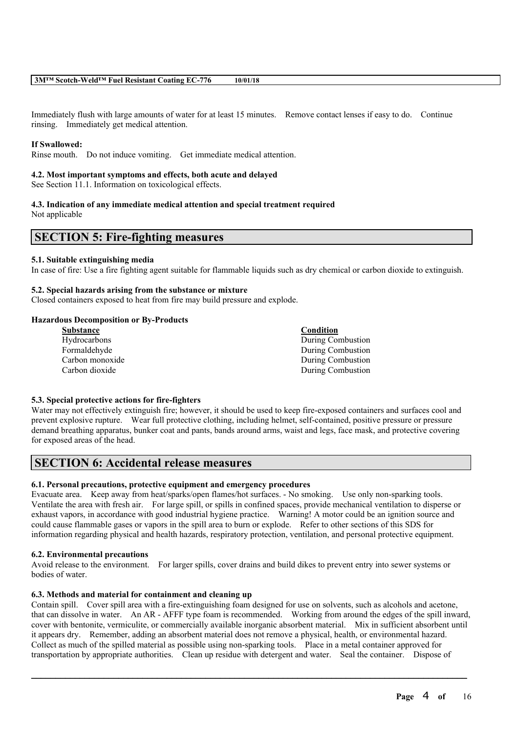Immediately flush with large amounts of water for at least 15 minutes. Remove contact lenses if easy to do. Continue rinsing. Immediately get medical attention.

**If Swallowed:**

Rinse mouth. Do not induce vomiting. Get immediate medical attention.

**4.2. Most important symptoms and effects, both acute and delayed**

See Section 11.1. Information on toxicological effects.

**4.3. Indication of any immediate medical attention and special treatment required**

Not applicable

## SECTION 5: Fire-fighting measures

**5.1. Suitable extinguishing media**

In case of fire: Use a fire fighting agent suitable for flammable liquids such as dry chemical or carbon dioxide to extinguish.

**5.2. Special hazards arising from the substance or mixture**

Closed containers exposed to heat from fire may build pressure and explode.

**Hazardous Decomposition or By-Products**

| Substance | Condition |
|---|---|
| Hydrocarbons | During Combustion |
| Formaldehyde | During Combustion |
| Carbon monoxide | During Combustion |
| Carbon dioxide | During Combustion |

**5.3. Special protective actions for fire-fighters**

Water may not effectively extinguish fire; however, it should be used to keep fire-exposed containers and surfaces cool and prevent explosive rupture. Wear full protective clothing, including helmet, self-contained, positive pressure or pressure demand breathing apparatus, bunker coat and pants, bands around arms, waist and legs, face mask, and protective covering for exposed areas of the head.

## SECTION 6: Accidental release measures

**6.1. Personal precautions, protective equipment and emergency procedures**

Evacuate area. Keep away from heat/sparks/open flames/hot surfaces. - No smoking. Use only non-sparking tools. Ventilate the area with fresh air. For large spill, or spills in confined spaces, provide mechanical ventilation to disperse or exhaust vapors, in accordance with good industrial hygiene practice. Warning! A motor could be an ignition source and could cause flammable gases or vapors in the spill area to burn or explode. Refer to other sections of this SDS for information regarding physical and health hazards, respiratory protection, ventilation, and personal protective equipment.

**6.2. Environmental precautions**

Avoid release to the environment. For larger spills, cover drains and build dikes to prevent entry into sewer systems or bodies of water.

**6.3. Methods and material for containment and cleaning up**

Contain spill. Cover spill area with a fire-extinguishing foam designed for use on solvents, such as alcohols and acetone, that can dissolve in water. An AR - AFFF type foam is recommended. Working from around the edges of the spill inward, cover with bentonite, vermiculite, or commercially available inorganic absorbent material. Mix in sufficient absorbent until it appears dry. Remember, adding an absorbent material does not remove a physical, health, or environmental hazard. Collect as much of the spilled material as possible using non-sparking tools. Place in a metal container approved for transportation by appropriate authorities. Clean up residue with detergent and water. Seal the container. Dispose of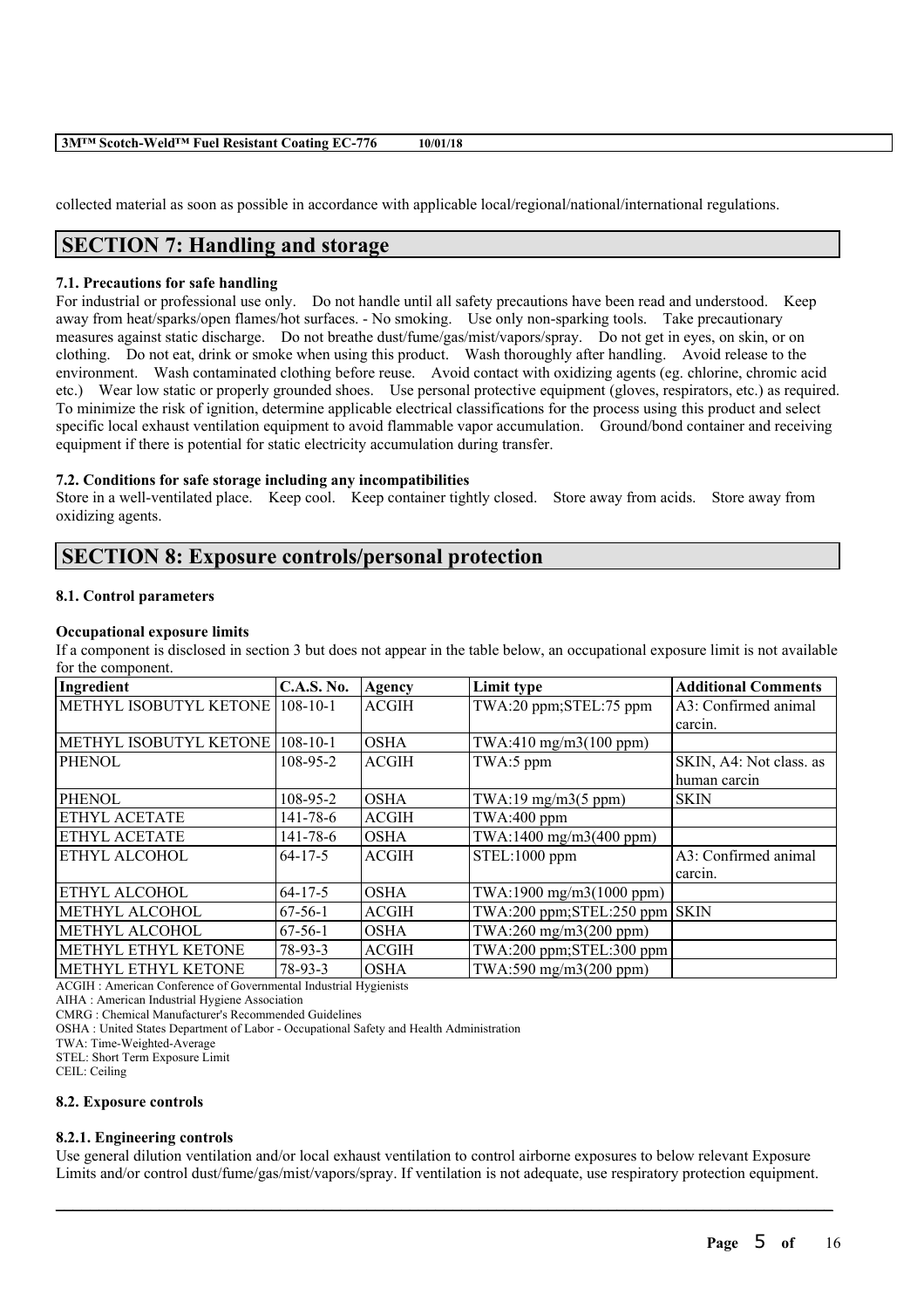collected material as soon as possible in accordance with applicable local/regional/national/international regulations.

## SECTION 7: Handling and storage

### 7.1. Precautions for safe handling

For industrial or professional use only. Do not handle until all safety precautions have been read and understood. Keep away from heat/sparks/open flames/hot surfaces. - No smoking. Use only non-sparking tools. Take precautionary measures against static discharge. Do not breathe dust/fume/gas/mist/vapors/spray. Do not get in eyes, on skin, or on clothing. Do not eat, drink or smoke when using this product. Wash thoroughly after handling. Avoid release to the environment. Wash contaminated clothing before reuse. Avoid contact with oxidizing agents (eg. chlorine, chromic acid etc.) Wear low static or properly grounded shoes. Use personal protective equipment (gloves, respirators, etc.) as required. To minimize the risk of ignition, determine applicable electrical classifications for the process using this product and select specific local exhaust ventilation equipment to avoid flammable vapor accumulation. Ground/bond container and receiving equipment if there is potential for static electricity accumulation during transfer.

### 7.2. Conditions for safe storage including any incompatibilities

Store in a well-ventilated place. Keep cool. Keep container tightly closed. Store away from acids. Store away from oxidizing agents.

## SECTION 8: Exposure controls/personal protection

### 8.1. Control parameters

**Occupational exposure limits**

If a component is disclosed in section 3 but does not appear in the table below, an occupational exposure limit is not available for the component.

| Ingredient | C.A.S. No. | Agency | Limit type | Additional Comments |
|---|---|---|---|---|
| METHYL ISOBUTYL KETONE | 108-10-1 | ACGIH | TWA:20 ppm;STEL:75 ppm | A3: Confirmed animal carcin. |
| METHYL ISOBUTYL KETONE | 108-10-1 | OSHA | TWA:410 mg/m3(100 ppm) | |
| PHENOL | 108-95-2 | ACGIH | TWA:5 ppm | SKIN, A4: Not class. as human carcin |
| PHENOL | 108-95-2 | OSHA | TWA:19 mg/m3(5 ppm) | SKIN |
| ETHYL ACETATE | 141-78-6 | ACGIH | TWA:400 ppm | |
| ETHYL ACETATE | 141-78-6 | OSHA | TWA:1400 mg/m3(400 ppm) | |
| ETHYL ALCOHOL | 64-17-5 | ACGIH | STEL:1000 ppm | A3: Confirmed animal carcin. |
| ETHYL ALCOHOL | 64-17-5 | OSHA | TWA:1900 mg/m3(1000 ppm) | |
| METHYL ALCOHOL | 67-56-1 | ACGIH | TWA:200 ppm;STEL:250 ppm | SKIN |
| METHYL ALCOHOL | 67-56-1 | OSHA | TWA:260 mg/m3(200 ppm) | |
| METHYL ETHYL KETONE | 78-93-3 | ACGIH | TWA:200 ppm;STEL:300 ppm | |
| METHYL ETHYL KETONE | 78-93-3 | OSHA | TWA:590 mg/m3(200 ppm) | |

ACGIH : American Conference of Governmental Industrial Hygienists
AIHA : American Industrial Hygiene Association
CMRG : Chemical Manufacturer's Recommended Guidelines
OSHA : United States Department of Labor - Occupational Safety and Health Administration
TWA: Time-Weighted-Average
STEL: Short Term Exposure Limit
CEIL: Ceiling

### 8.2. Exposure controls

#### 8.2.1. Engineering controls

Use general dilution ventilation and/or local exhaust ventilation to control airborne exposures to below relevant Exposure Limits and/or control dust/fume/gas/mist/vapors/spray. If ventilation is not adequate, use respiratory protection equipment.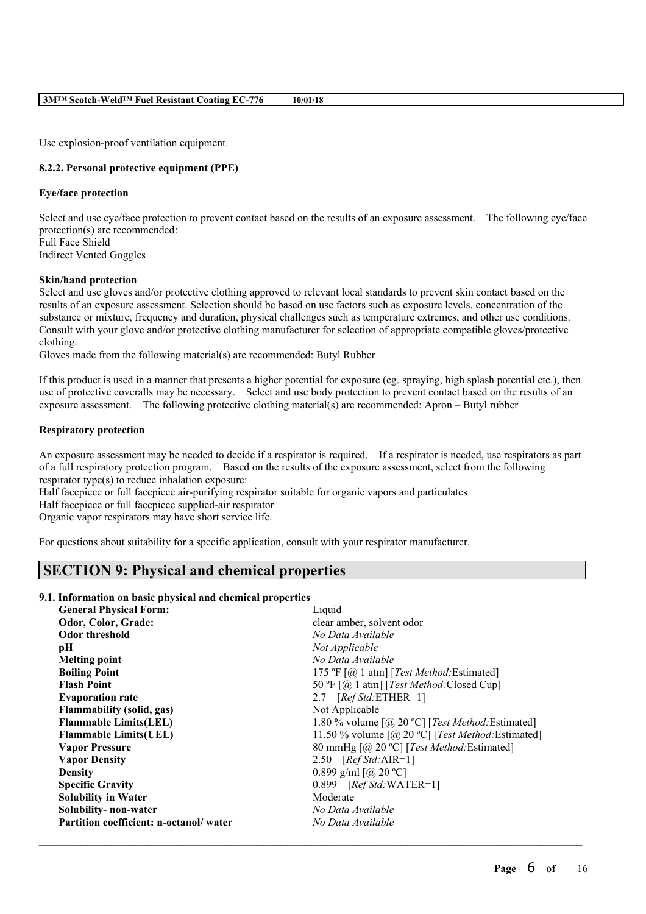Use explosion-proof ventilation equipment.

### 8.2.2. Personal protective equipment (PPE)

**Eye/face protection**

Select and use eye/face protection to prevent contact based on the results of an exposure assessment. The following eye/face protection(s) are recommended:
Full Face Shield
Indirect Vented Goggles

**Skin/hand protection**

Select and use gloves and/or protective clothing approved to relevant local standards to prevent skin contact based on the results of an exposure assessment. Selection should be based on use factors such as exposure levels, concentration of the substance or mixture, frequency and duration, physical challenges such as temperature extremes, and other use conditions. Consult with your glove and/or protective clothing manufacturer for selection of appropriate compatible gloves/protective clothing.
Gloves made from the following material(s) are recommended: Butyl Rubber

If this product is used in a manner that presents a higher potential for exposure (eg. spraying, high splash potential etc.), then use of protective coveralls may be necessary. Select and use body protection to prevent contact based on the results of an exposure assessment. The following protective clothing material(s) are recommended: Apron – Butyl rubber

**Respiratory protection**

An exposure assessment may be needed to decide if a respirator is required. If a respirator is needed, use respirators as part of a full respiratory protection program. Based on the results of the exposure assessment, select from the following respirator type(s) to reduce inhalation exposure:
Half facepiece or full facepiece air-purifying respirator suitable for organic vapors and particulates
Half facepiece or full facepiece supplied-air respirator
Organic vapor respirators may have short service life.

For questions about suitability for a specific application, consult with your respirator manufacturer.

## SECTION 9: Physical and chemical properties

### 9.1. Information on basic physical and chemical properties

| | |
|---|---|
| **General Physical Form:** | Liquid |
| **Odor, Color, Grade:** | clear amber, solvent odor |
| **Odor threshold** | *No Data Available* |
| **pH** | *Not Applicable* |
| **Melting point** | *No Data Available* |
| **Boiling Point** | 175 ºF [@ 1 atm] [*Test Method:*Estimated] |
| **Flash Point** | 50 ºF [@ 1 atm] [*Test Method:*Closed Cup] |
| **Evaporation rate** | 2.7 [*Ref Std:*ETHER=1] |
| **Flammability (solid, gas)** | Not Applicable |
| **Flammable Limits(LEL)** | 1.80 % volume [@ 20 ºC] [*Test Method:*Estimated] |
| **Flammable Limits(UEL)** | 11.50 % volume [@ 20 ºC] [*Test Method:*Estimated] |
| **Vapor Pressure** | 80 mmHg [@ 20 ºC] [*Test Method:*Estimated] |
| **Vapor Density** | 2.50 [*Ref Std:*AIR=1] |
| **Density** | 0.899 g/ml [@ 20 ºC] |
| **Specific Gravity** | 0.899 [*Ref Std:*WATER=1] |
| **Solubility in Water** | Moderate |
| **Solubility- non-water** | *No Data Available* |
| **Partition coefficient: n-octanol/ water** | *No Data Available* |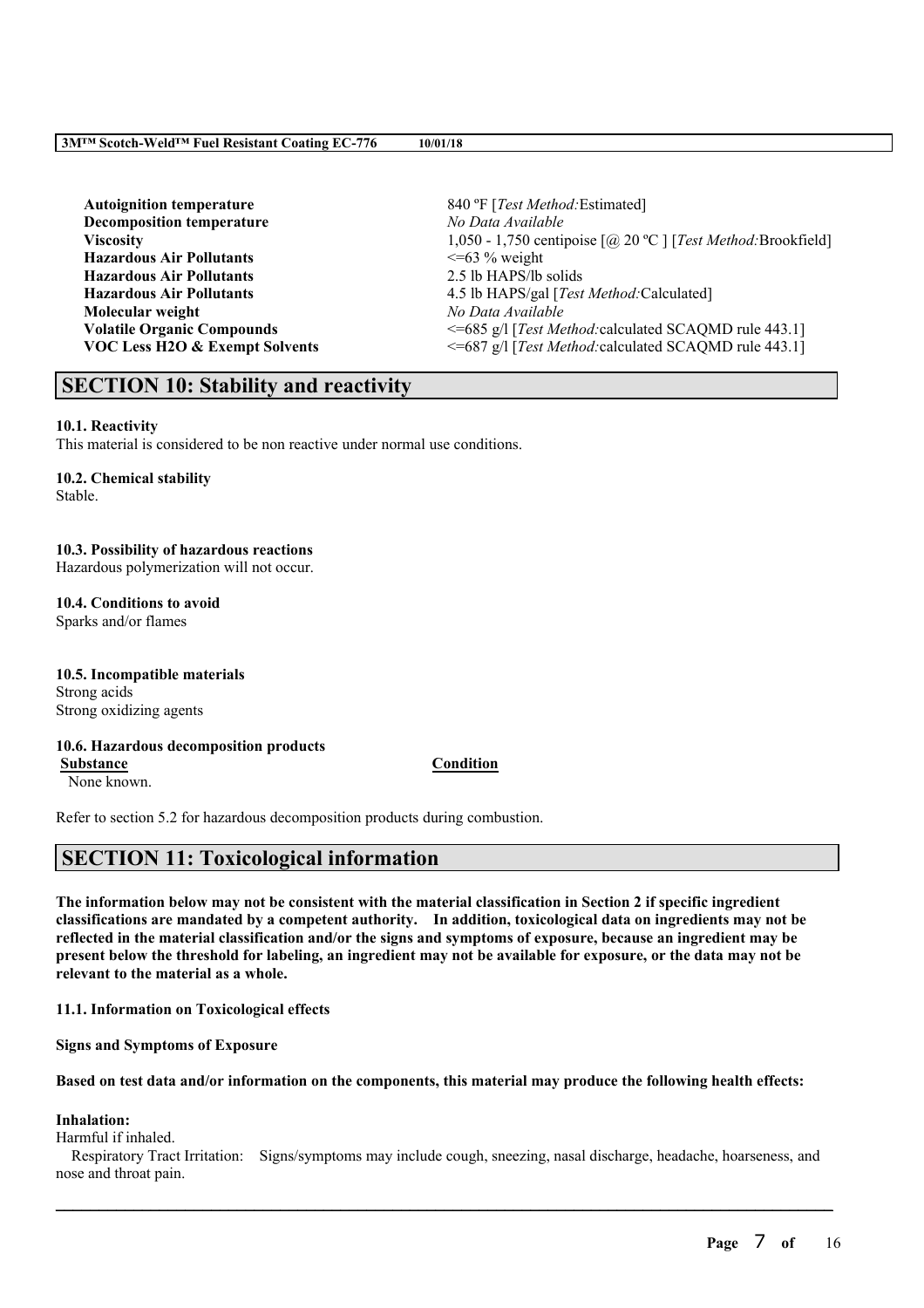| | |
|---|---|
| **Autoignition temperature** | 840 ºF [*Test Method:*Estimated] |
| **Decomposition temperature** | *No Data Available* |
| **Viscosity** | 1,050 - 1,750 centipoise [@ 20 ºC ] [*Test Method:*Brookfield] |
| **Hazardous Air Pollutants** | <=63 % weight |
| **Hazardous Air Pollutants** | 2.5 lb HAPS/lb solids |
| **Hazardous Air Pollutants** | 4.5 lb HAPS/gal [*Test Method:*Calculated] |
| **Molecular weight** | *No Data Available* |
| **Volatile Organic Compounds** | <=685 g/l [*Test Method:*calculated SCAQMD rule 443.1] |
| **VOC Less H2O & Exempt Solvents** | <=687 g/l [*Test Method:*calculated SCAQMD rule 443.1] |

## SECTION 10: Stability and reactivity

**10.1. Reactivity**

This material is considered to be non reactive under normal use conditions.

**10.2. Chemical stability**

Stable.

**10.3. Possibility of hazardous reactions**

Hazardous polymerization will not occur.

**10.4. Conditions to avoid**

Sparks and/or flames

**10.5. Incompatible materials**

Strong acids
Strong oxidizing agents

**10.6. Hazardous decomposition products**

| Substance | Condition |
|---|---|
| None known. | |

Refer to section 5.2 for hazardous decomposition products during combustion.

## SECTION 11: Toxicological information

**The information below may not be consistent with the material classification in Section 2 if specific ingredient classifications are mandated by a competent authority. In addition, toxicological data on ingredients may not be reflected in the material classification and/or the signs and symptoms of exposure, because an ingredient may be present below the threshold for labeling, an ingredient may not be available for exposure, or the data may not be relevant to the material as a whole.**

**11.1. Information on Toxicological effects**

**Signs and Symptoms of Exposure**

**Based on test data and/or information on the components, this material may produce the following health effects:**

**Inhalation:**

Harmful if inhaled.

Respiratory Tract Irritation: Signs/symptoms may include cough, sneezing, nasal discharge, headache, hoarseness, and nose and throat pain.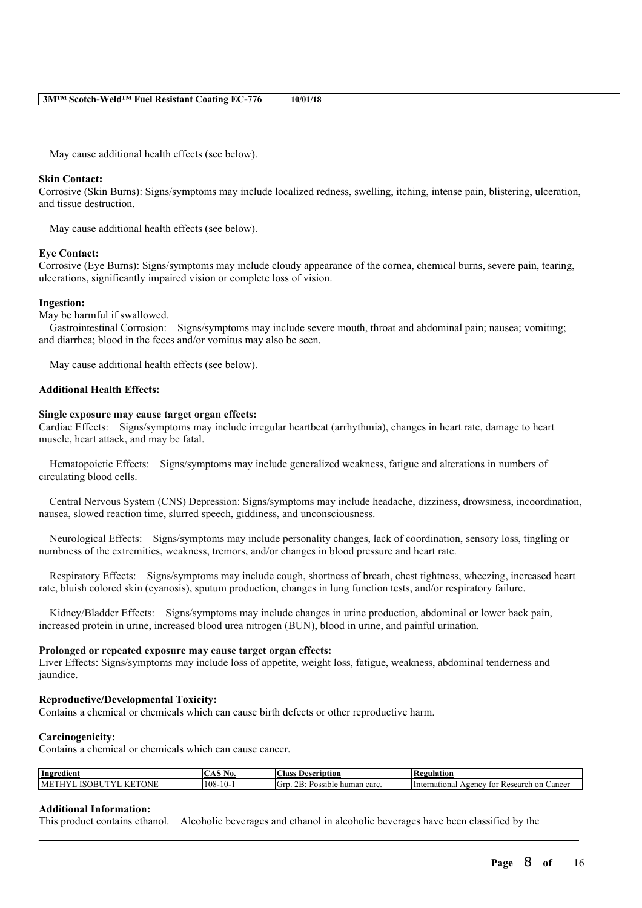May cause additional health effects (see below).

**Skin Contact:**
Corrosive (Skin Burns): Signs/symptoms may include localized redness, swelling, itching, intense pain, blistering, ulceration, and tissue destruction.

May cause additional health effects (see below).

**Eye Contact:**
Corrosive (Eye Burns): Signs/symptoms may include cloudy appearance of the cornea, chemical burns, severe pain, tearing, ulcerations, significantly impaired vision or complete loss of vision.

**Ingestion:**
May be harmful if swallowed.
Gastrointestinal Corrosion: Signs/symptoms may include severe mouth, throat and abdominal pain; nausea; vomiting; and diarrhea; blood in the feces and/or vomitus may also be seen.

May cause additional health effects (see below).

**Additional Health Effects:**

**Single exposure may cause target organ effects:**
Cardiac Effects: Signs/symptoms may include irregular heartbeat (arrhythmia), changes in heart rate, damage to heart muscle, heart attack, and may be fatal.

Hematopoietic Effects: Signs/symptoms may include generalized weakness, fatigue and alterations in numbers of circulating blood cells.

Central Nervous System (CNS) Depression: Signs/symptoms may include headache, dizziness, drowsiness, incoordination, nausea, slowed reaction time, slurred speech, giddiness, and unconsciousness.

Neurological Effects: Signs/symptoms may include personality changes, lack of coordination, sensory loss, tingling or numbness of the extremities, weakness, tremors, and/or changes in blood pressure and heart rate.

Respiratory Effects: Signs/symptoms may include cough, shortness of breath, chest tightness, wheezing, increased heart rate, bluish colored skin (cyanosis), sputum production, changes in lung function tests, and/or respiratory failure.

Kidney/Bladder Effects: Signs/symptoms may include changes in urine production, abdominal or lower back pain, increased protein in urine, increased blood urea nitrogen (BUN), blood in urine, and painful urination.

**Prolonged or repeated exposure may cause target organ effects:**
Liver Effects: Signs/symptoms may include loss of appetite, weight loss, fatigue, weakness, abdominal tenderness and jaundice.

**Reproductive/Developmental Toxicity:**
Contains a chemical or chemicals which can cause birth defects or other reproductive harm.

**Carcinogenicity:**
Contains a chemical or chemicals which can cause cancer.

| Ingredient | CAS No. | Class Description | Regulation |
|---|---|---|---|
| METHYL ISOBUTYL KETONE | 108-10-1 | Grp. 2B: Possible human carc. | International Agency for Research on Cancer |

**Additional Information:**
This product contains ethanol. Alcoholic beverages and ethanol in alcoholic beverages have been classified by the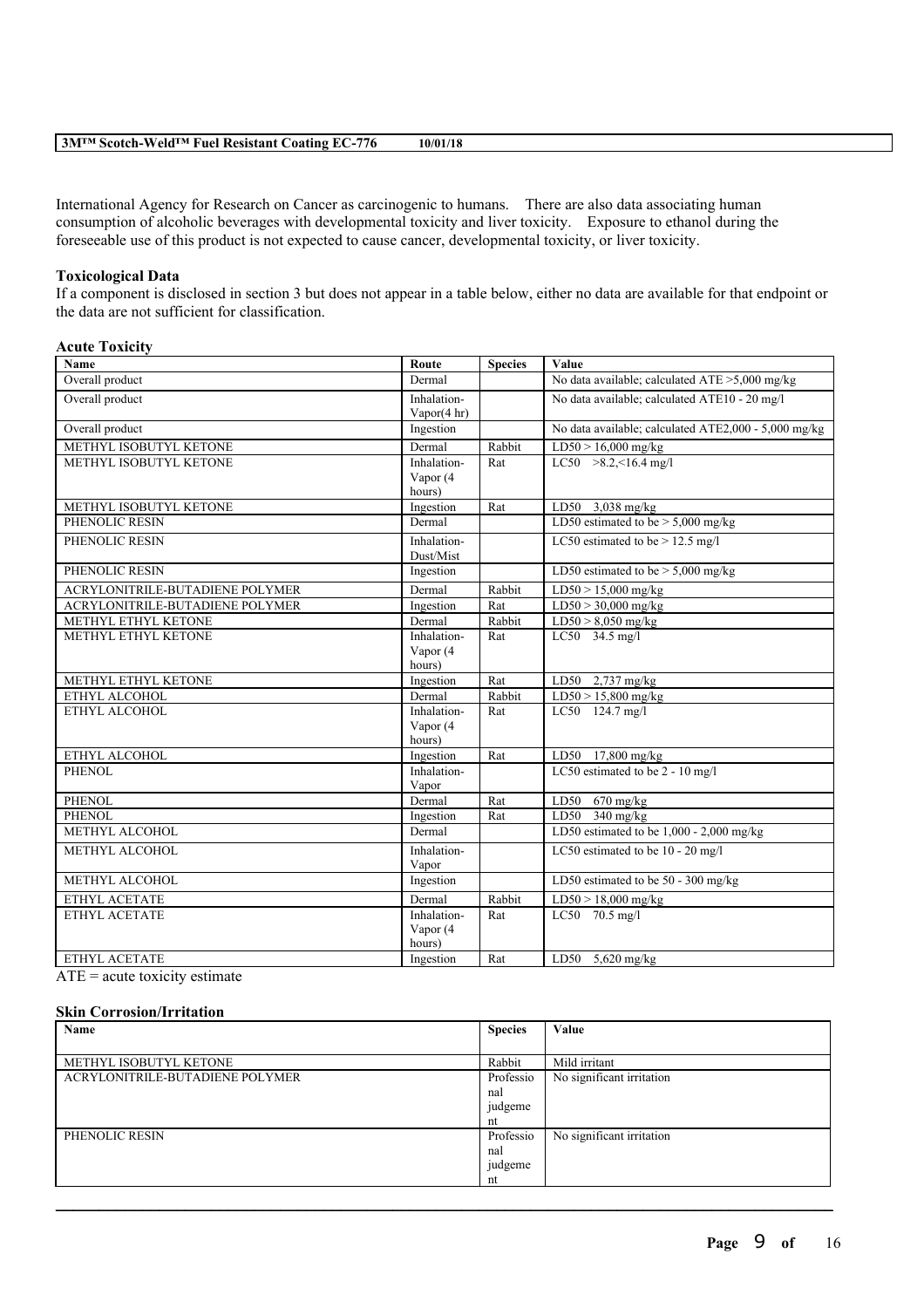International Agency for Research on Cancer as carcinogenic to humans. There are also data associating human consumption of alcoholic beverages with developmental toxicity and liver toxicity. Exposure to ethanol during the foreseeable use of this product is not expected to cause cancer, developmental toxicity, or liver toxicity.

**Toxicological Data**

If a component is disclosed in section 3 but does not appear in a table below, either no data are available for that endpoint or the data are not sufficient for classification.

**Acute Toxicity**

| Name | Route | Species | Value |
|---|---|---|---|
| Overall product | Dermal | | No data available; calculated ATE >5,000 mg/kg |
| Overall product | Inhalation-Vapor(4 hr) | | No data available; calculated ATE10 - 20 mg/l |
| Overall product | Ingestion | | No data available; calculated ATE2,000 - 5,000 mg/kg |
| METHYL ISOBUTYL KETONE | Dermal | Rabbit | LD50 > 16,000 mg/kg |
| METHYL ISOBUTYL KETONE | Inhalation-Vapor (4 hours) | Rat | LC50 >8.2,<16.4 mg/l |
| METHYL ISOBUTYL KETONE | Ingestion | Rat | LD50 3,038 mg/kg |
| PHENOLIC RESIN | Dermal | | LD50 estimated to be > 5,000 mg/kg |
| PHENOLIC RESIN | Inhalation-Dust/Mist | | LC50 estimated to be > 12.5 mg/l |
| PHENOLIC RESIN | Ingestion | | LD50 estimated to be > 5,000 mg/kg |
| ACRYLONITRILE-BUTADIENE POLYMER | Dermal | Rabbit | LD50 > 15,000 mg/kg |
| ACRYLONITRILE-BUTADIENE POLYMER | Ingestion | Rat | LD50 > 30,000 mg/kg |
| METHYL ETHYL KETONE | Dermal | Rabbit | LD50 > 8,050 mg/kg |
| METHYL ETHYL KETONE | Inhalation-Vapor (4 hours) | Rat | LC50 34.5 mg/l |
| METHYL ETHYL KETONE | Ingestion | Rat | LD50 2,737 mg/kg |
| ETHYL ALCOHOL | Dermal | Rabbit | LD50 > 15,800 mg/kg |
| ETHYL ALCOHOL | Inhalation-Vapor (4 hours) | Rat | LC50 124.7 mg/l |
| ETHYL ALCOHOL | Ingestion | Rat | LD50 17,800 mg/kg |
| PHENOL | Inhalation-Vapor | | LC50 estimated to be 2 - 10 mg/l |
| PHENOL | Dermal | Rat | LD50 670 mg/kg |
| PHENOL | Ingestion | Rat | LD50 340 mg/kg |
| METHYL ALCOHOL | Dermal | | LD50 estimated to be 1,000 - 2,000 mg/kg |
| METHYL ALCOHOL | Inhalation-Vapor | | LC50 estimated to be 10 - 20 mg/l |
| METHYL ALCOHOL | Ingestion | | LD50 estimated to be 50 - 300 mg/kg |
| ETHYL ACETATE | Dermal | Rabbit | LD50 > 18,000 mg/kg |
| ETHYL ACETATE | Inhalation-Vapor (4 hours) | Rat | LC50 70.5 mg/l |
| ETHYL ACETATE | Ingestion | Rat | LD50 5,620 mg/kg |

ATE = acute toxicity estimate

**Skin Corrosion/Irritation**

| Name | Species | Value |
|---|---|---|
| METHYL ISOBUTYL KETONE | Rabbit | Mild irritant |
| ACRYLONITRILE-BUTADIENE POLYMER | Professional judgement | No significant irritation |
| PHENOLIC RESIN | Professional judgement | No significant irritation |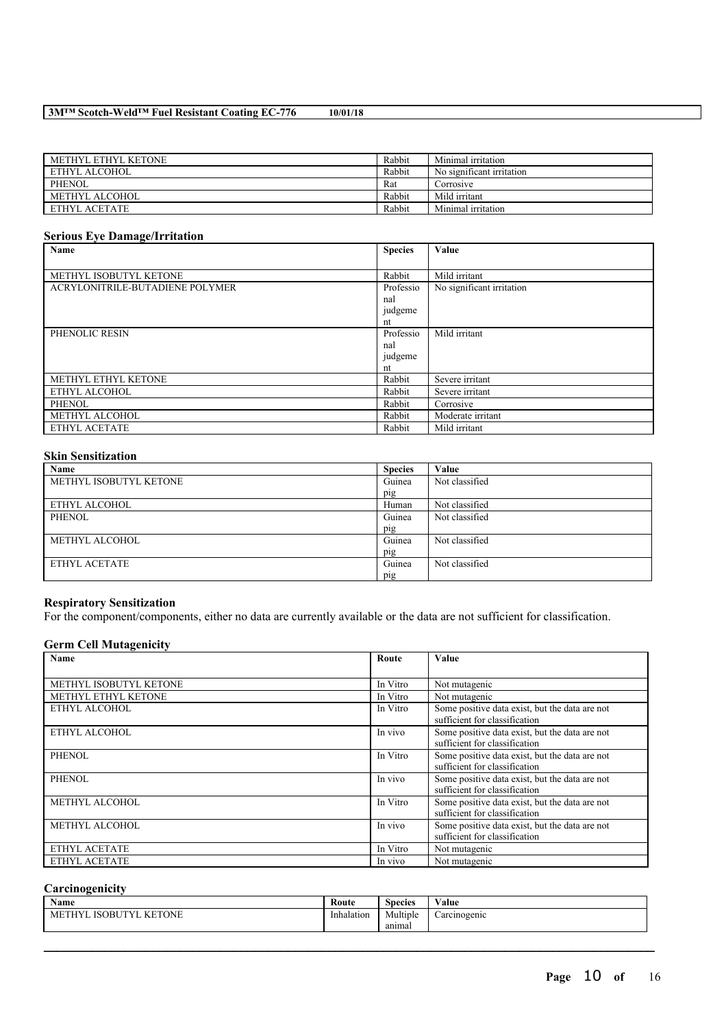| | | |
|---|---|---|
| METHYL ETHYL KETONE | Rabbit | Minimal irritation |
| ETHYL ALCOHOL | Rabbit | No significant irritation |
| PHENOL | Rat | Corrosive |
| METHYL ALCOHOL | Rabbit | Mild irritant |
| ETHYL ACETATE | Rabbit | Minimal irritation |

### Serious Eye Damage/Irritation

| Name | Species | Value |
|---|---|---|
| METHYL ISOBUTYL KETONE | Rabbit | Mild irritant |
| ACRYLONITRILE-BUTADIENE POLYMER | Professional judgement | No significant irritation |
| PHENOLIC RESIN | Professional judgement | Mild irritant |
| METHYL ETHYL KETONE | Rabbit | Severe irritant |
| ETHYL ALCOHOL | Rabbit | Severe irritant |
| PHENOL | Rabbit | Corrosive |
| METHYL ALCOHOL | Rabbit | Moderate irritant |
| ETHYL ACETATE | Rabbit | Mild irritant |

### Skin Sensitization

| Name | Species | Value |
|---|---|---|
| METHYL ISOBUTYL KETONE | Guinea pig | Not classified |
| ETHYL ALCOHOL | Human | Not classified |
| PHENOL | Guinea pig | Not classified |
| METHYL ALCOHOL | Guinea pig | Not classified |
| ETHYL ACETATE | Guinea pig | Not classified |

### Respiratory Sensitization

For the component/components, either no data are currently available or the data are not sufficient for classification.

### Germ Cell Mutagenicity

| Name | Route | Value |
|---|---|---|
| METHYL ISOBUTYL KETONE | In Vitro | Not mutagenic |
| METHYL ETHYL KETONE | In Vitro | Not mutagenic |
| ETHYL ALCOHOL | In Vitro | Some positive data exist, but the data are not sufficient for classification |
| ETHYL ALCOHOL | In vivo | Some positive data exist, but the data are not sufficient for classification |
| PHENOL | In Vitro | Some positive data exist, but the data are not sufficient for classification |
| PHENOL | In vivo | Some positive data exist, but the data are not sufficient for classification |
| METHYL ALCOHOL | In Vitro | Some positive data exist, but the data are not sufficient for classification |
| METHYL ALCOHOL | In vivo | Some positive data exist, but the data are not sufficient for classification |
| ETHYL ACETATE | In Vitro | Not mutagenic |
| ETHYL ACETATE | In vivo | Not mutagenic |

### Carcinogenicity

| Name | Route | Species | Value |
|---|---|---|---|
| METHYL ISOBUTYL KETONE | Inhalation | Multiple animal | Carcinogenic |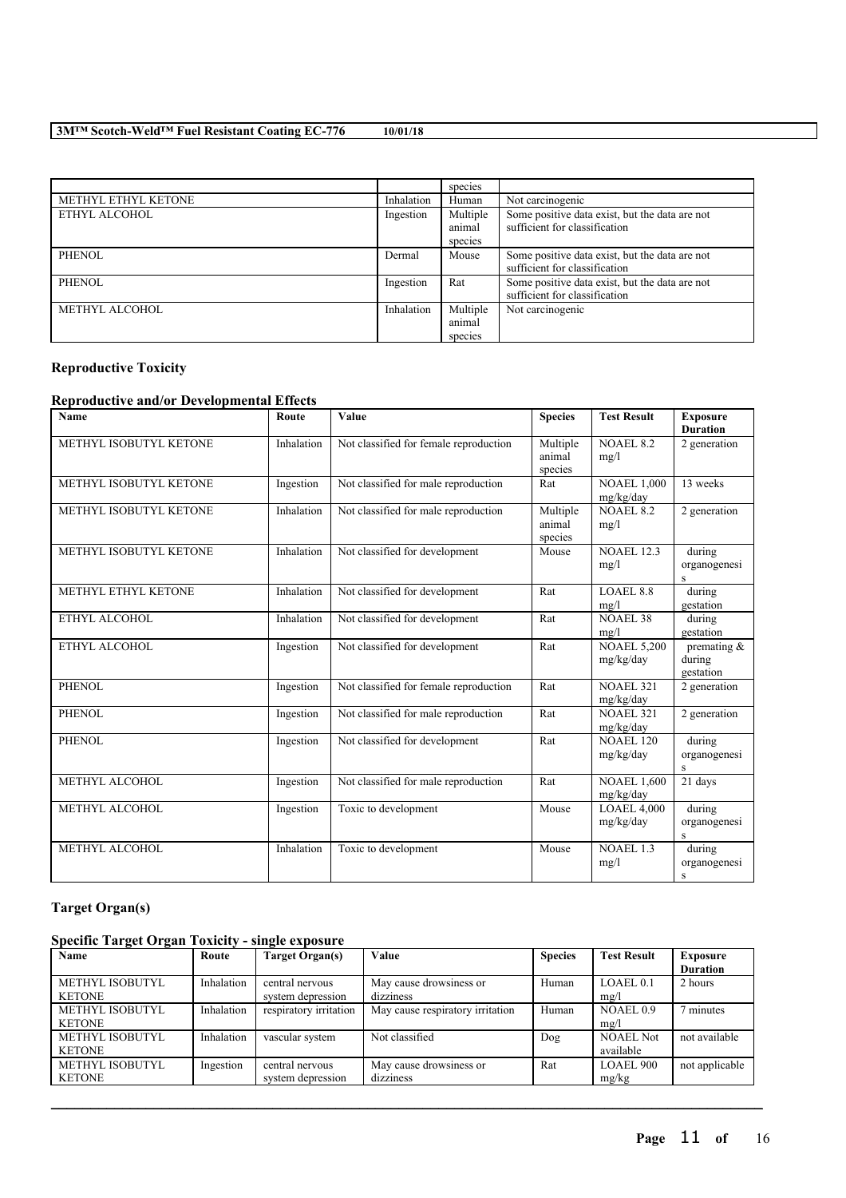| | | species | |
|---|---|---|---|
| METHYL ETHYL KETONE | Inhalation | Human | Not carcinogenic |
| ETHYL ALCOHOL | Ingestion | Multiple animal species | Some positive data exist, but the data are not sufficient for classification |
| PHENOL | Dermal | Mouse | Some positive data exist, but the data are not sufficient for classification |
| PHENOL | Ingestion | Rat | Some positive data exist, but the data are not sufficient for classification |
| METHYL ALCOHOL | Inhalation | Multiple animal species | Not carcinogenic |

### Reproductive Toxicity

#### Reproductive and/or Developmental Effects

| Name | Route | Value | Species | Test Result | Exposure Duration |
|---|---|---|---|---|---|
| METHYL ISOBUTYL KETONE | Inhalation | Not classified for female reproduction | Multiple animal species | NOAEL 8.2 mg/l | 2 generation |
| METHYL ISOBUTYL KETONE | Ingestion | Not classified for male reproduction | Rat | NOAEL 1,000 mg/kg/day | 13 weeks |
| METHYL ISOBUTYL KETONE | Inhalation | Not classified for male reproduction | Multiple animal species | NOAEL 8.2 mg/l | 2 generation |
| METHYL ISOBUTYL KETONE | Inhalation | Not classified for development | Mouse | NOAEL 12.3 mg/l | during organogenesis |
| METHYL ETHYL KETONE | Inhalation | Not classified for development | Rat | LOAEL 8.8 mg/l | during gestation |
| ETHYL ALCOHOL | Inhalation | Not classified for development | Rat | NOAEL 38 mg/l | during gestation |
| ETHYL ALCOHOL | Ingestion | Not classified for development | Rat | NOAEL 5,200 mg/kg/day | premating & during gestation |
| PHENOL | Ingestion | Not classified for female reproduction | Rat | NOAEL 321 mg/kg/day | 2 generation |
| PHENOL | Ingestion | Not classified for male reproduction | Rat | NOAEL 321 mg/kg/day | 2 generation |
| PHENOL | Ingestion | Not classified for development | Rat | NOAEL 120 mg/kg/day | during organogenesis |
| METHYL ALCOHOL | Ingestion | Not classified for male reproduction | Rat | NOAEL 1,600 mg/kg/day | 21 days |
| METHYL ALCOHOL | Ingestion | Toxic to development | Mouse | LOAEL 4,000 mg/kg/day | during organogenesis |
| METHYL ALCOHOL | Inhalation | Toxic to development | Mouse | NOAEL 1.3 mg/l | during organogenesis |

### Target Organ(s)

#### Specific Target Organ Toxicity - single exposure

| Name | Route | Target Organ(s) | Value | Species | Test Result | Exposure Duration |
|---|---|---|---|---|---|---|
| METHYL ISOBUTYL KETONE | Inhalation | central nervous system depression | May cause drowsiness or dizziness | Human | LOAEL 0.1 mg/l | 2 hours |
| METHYL ISOBUTYL KETONE | Inhalation | respiratory irritation | May cause respiratory irritation | Human | NOAEL 0.9 mg/l | 7 minutes |
| METHYL ISOBUTYL KETONE | Inhalation | vascular system | Not classified | Dog | NOAEL Not available | not available |
| METHYL ISOBUTYL KETONE | Ingestion | central nervous system depression | May cause drowsiness or dizziness | Rat | LOAEL 900 mg/kg | not applicable |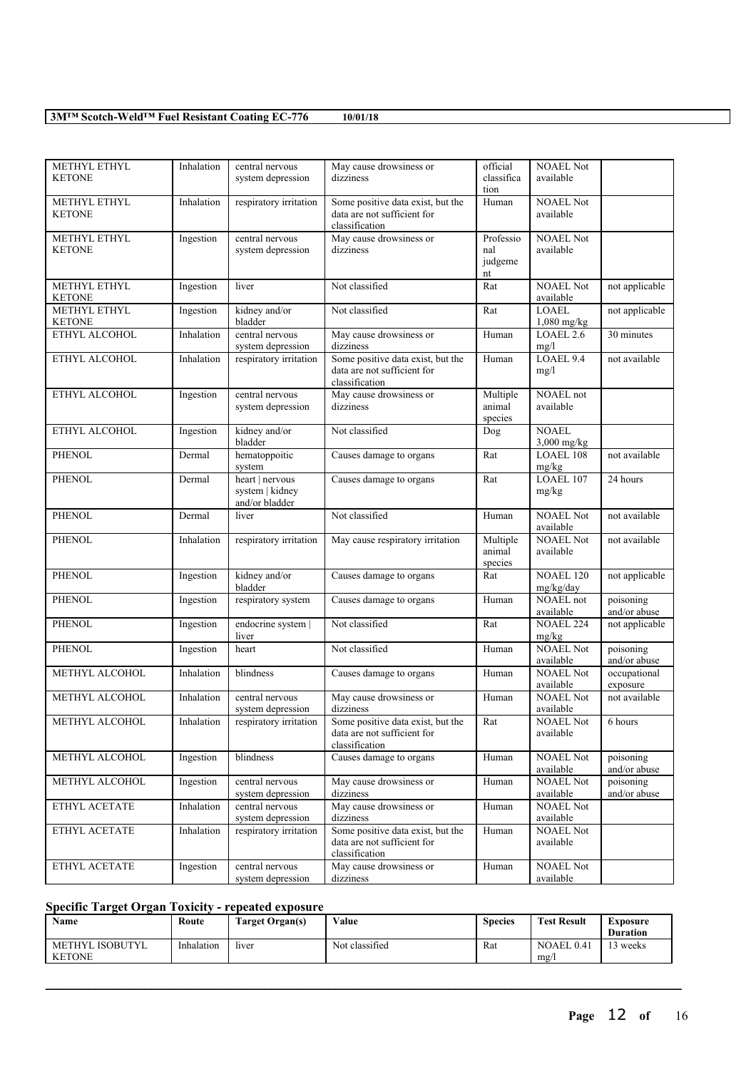| METHYL ETHYL KETONE | Inhalation | central nervous system depression | May cause drowsiness or dizziness | official classification | NOAEL Not available | |
|---|---|---|---|---|---|---|
| METHYL ETHYL KETONE | Inhalation | respiratory irritation | Some positive data exist, but the data are not sufficient for classification | Human | NOAEL Not available | |
| METHYL ETHYL KETONE | Ingestion | central nervous system depression | May cause drowsiness or dizziness | Professional judgement | NOAEL Not available | |
| METHYL ETHYL KETONE | Ingestion | liver | Not classified | Rat | NOAEL Not available | not applicable |
| METHYL ETHYL KETONE | Ingestion | kidney and/or bladder | Not classified | Rat | LOAEL 1,080 mg/kg | not applicable |
| ETHYL ALCOHOL | Inhalation | central nervous system depression | May cause drowsiness or dizziness | Human | LOAEL 2.6 mg/l | 30 minutes |
| ETHYL ALCOHOL | Inhalation | respiratory irritation | Some positive data exist, but the data are not sufficient for classification | Human | LOAEL 9.4 mg/l | not available |
| ETHYL ALCOHOL | Ingestion | central nervous system depression | May cause drowsiness or dizziness | Multiple animal species | NOAEL not available | |
| ETHYL ALCOHOL | Ingestion | kidney and/or bladder | Not classified | Dog | NOAEL 3,000 mg/kg | |
| PHENOL | Dermal | hematoppoitic system | Causes damage to organs | Rat | LOAEL 108 mg/kg | not available |
| PHENOL | Dermal | heart \| nervous system \| kidney and/or bladder | Causes damage to organs | Rat | LOAEL 107 mg/kg | 24 hours |
| PHENOL | Dermal | liver | Not classified | Human | NOAEL Not available | not available |
| PHENOL | Inhalation | respiratory irritation | May cause respiratory irritation | Multiple animal species | NOAEL Not available | not available |
| PHENOL | Ingestion | kidney and/or bladder | Causes damage to organs | Rat | NOAEL 120 mg/kg/day | not applicable |
| PHENOL | Ingestion | respiratory system | Causes damage to organs | Human | NOAEL not available | poisoning and/or abuse |
| PHENOL | Ingestion | endocrine system \| liver | Not classified | Rat | NOAEL 224 mg/kg | not applicable |
| PHENOL | Ingestion | heart | Not classified | Human | NOAEL Not available | poisoning and/or abuse |
| METHYL ALCOHOL | Inhalation | blindness | Causes damage to organs | Human | NOAEL Not available | occupational exposure |
| METHYL ALCOHOL | Inhalation | central nervous system depression | May cause drowsiness or dizziness | Human | NOAEL Not available | not available |
| METHYL ALCOHOL | Inhalation | respiratory irritation | Some positive data exist, but the data are not sufficient for classification | Rat | NOAEL Not available | 6 hours |
| METHYL ALCOHOL | Ingestion | blindness | Causes damage to organs | Human | NOAEL Not available | poisoning and/or abuse |
| METHYL ALCOHOL | Ingestion | central nervous system depression | May cause drowsiness or dizziness | Human | NOAEL Not available | poisoning and/or abuse |
| ETHYL ACETATE | Inhalation | central nervous system depression | May cause drowsiness or dizziness | Human | NOAEL Not available | |
| ETHYL ACETATE | Inhalation | respiratory irritation | Some positive data exist, but the data are not sufficient for classification | Human | NOAEL Not available | |
| ETHYL ACETATE | Ingestion | central nervous system depression | May cause drowsiness or dizziness | Human | NOAEL Not available | |

### Specific Target Organ Toxicity - repeated exposure

| Name | Route | Target Organ(s) | Value | Species | Test Result | Exposure Duration |
|---|---|---|---|---|---|---|
| METHYL ISOBUTYL KETONE | Inhalation | liver | Not classified | Rat | NOAEL 0.41 mg/l | 13 weeks |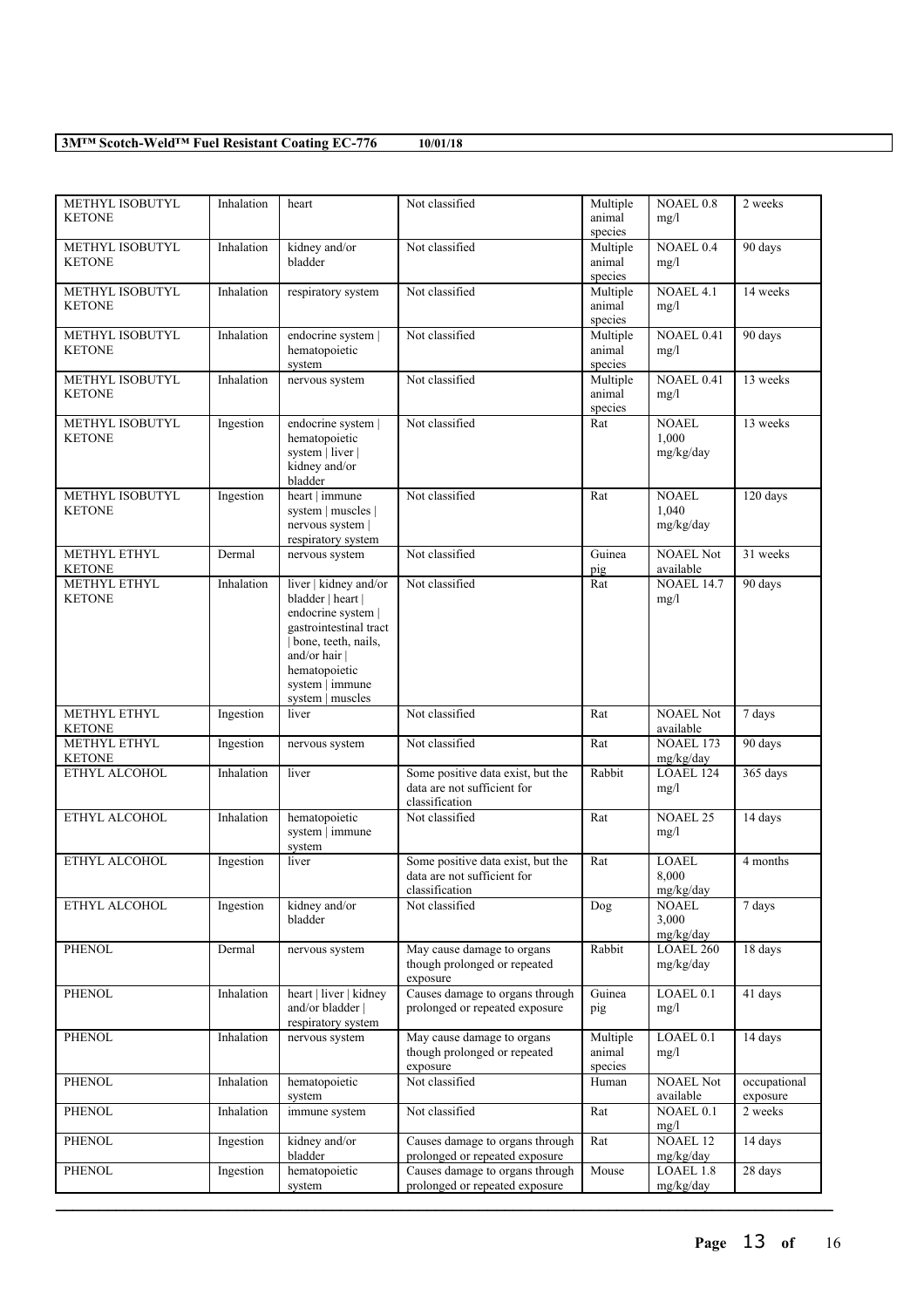| METHYL ISOBUTYL KETONE | Inhalation | heart | Not classified | Multiple animal species | NOAEL 0.8 mg/l | 2 weeks |
|---|---|---|---|---|---|---|
| METHYL ISOBUTYL KETONE | Inhalation | kidney and/or bladder | Not classified | Multiple animal species | NOAEL 0.4 mg/l | 90 days |
| METHYL ISOBUTYL KETONE | Inhalation | respiratory system | Not classified | Multiple animal species | NOAEL 4.1 mg/l | 14 weeks |
| METHYL ISOBUTYL KETONE | Inhalation | endocrine system \| hematopoietic system | Not classified | Multiple animal species | NOAEL 0.41 mg/l | 90 days |
| METHYL ISOBUTYL KETONE | Inhalation | nervous system | Not classified | Multiple animal species | NOAEL 0.41 mg/l | 13 weeks |
| METHYL ISOBUTYL KETONE | Ingestion | endocrine system \| hematopoietic system \| liver \| kidney and/or bladder | Not classified | Rat | NOAEL 1,000 mg/kg/day | 13 weeks |
| METHYL ISOBUTYL KETONE | Ingestion | heart \| immune system \| muscles \| nervous system \| respiratory system | Not classified | Rat | NOAEL 1,040 mg/kg/day | 120 days |
| METHYL ETHYL KETONE | Dermal | nervous system | Not classified | Guinea pig | NOAEL Not available | 31 weeks |
| METHYL ETHYL KETONE | Inhalation | liver \| kidney and/or bladder \| heart \| endocrine system \| gastrointestinal tract \| bone, teeth, nails, and/or hair \| hematopoietic system \| immune system \| muscles | Not classified | Rat | NOAEL 14.7 mg/l | 90 days |
| METHYL ETHYL KETONE | Ingestion | liver | Not classified | Rat | NOAEL Not available | 7 days |
| METHYL ETHYL KETONE | Ingestion | nervous system | Not classified | Rat | NOAEL 173 mg/kg/day | 90 days |
| ETHYL ALCOHOL | Inhalation | liver | Some positive data exist, but the data are not sufficient for classification | Rabbit | LOAEL 124 mg/l | 365 days |
| ETHYL ALCOHOL | Inhalation | hematopoietic system \| immune system | Not classified | Rat | NOAEL 25 mg/l | 14 days |
| ETHYL ALCOHOL | Ingestion | liver | Some positive data exist, but the data are not sufficient for classification | Rat | LOAEL 8,000 mg/kg/day | 4 months |
| ETHYL ALCOHOL | Ingestion | kidney and/or bladder | Not classified | Dog | NOAEL 3,000 mg/kg/day | 7 days |
| PHENOL | Dermal | nervous system | May cause damage to organs though prolonged or repeated exposure | Rabbit | LOAEL 260 mg/kg/day | 18 days |
| PHENOL | Inhalation | heart \| liver \| kidney and/or bladder \| respiratory system | Causes damage to organs through prolonged or repeated exposure | Guinea pig | LOAEL 0.1 mg/l | 41 days |
| PHENOL | Inhalation | nervous system | May cause damage to organs though prolonged or repeated exposure | Multiple animal species | LOAEL 0.1 mg/l | 14 days |
| PHENOL | Inhalation | hematopoietic system | Not classified | Human | NOAEL Not available | occupational exposure |
| PHENOL | Inhalation | immune system | Not classified | Rat | NOAEL 0.1 mg/l | 2 weeks |
| PHENOL | Ingestion | kidney and/or bladder | Causes damage to organs through prolonged or repeated exposure | Rat | NOAEL 12 mg/kg/day | 14 days |
| PHENOL | Ingestion | hematopoietic system | Causes damage to organs through prolonged or repeated exposure | Mouse | LOAEL 1.8 mg/kg/day | 28 days |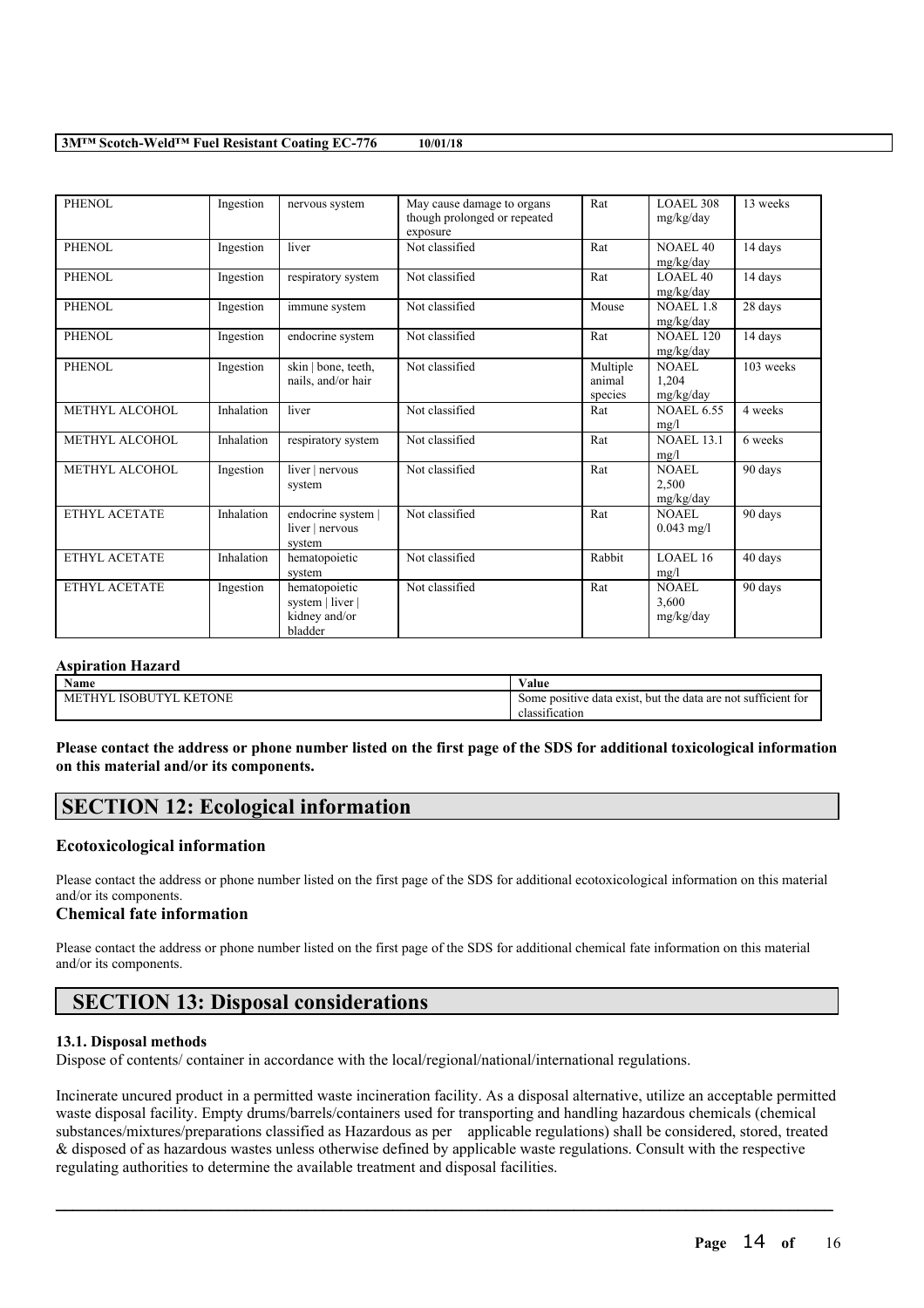| PHENOL | Ingestion | nervous system | May cause damage to organs though prolonged or repeated exposure | Rat | LOAEL 308 mg/kg/day | 13 weeks |
|---|---|---|---|---|---|---|
| PHENOL | Ingestion | liver | Not classified | Rat | NOAEL 40 mg/kg/day | 14 days |
| PHENOL | Ingestion | respiratory system | Not classified | Rat | LOAEL 40 mg/kg/day | 14 days |
| PHENOL | Ingestion | immune system | Not classified | Mouse | NOAEL 1.8 mg/kg/day | 28 days |
| PHENOL | Ingestion | endocrine system | Not classified | Rat | NOAEL 120 mg/kg/day | 14 days |
| PHENOL | Ingestion | skin \| bone, teeth, nails, and/or hair | Not classified | Multiple animal species | NOAEL 1,204 mg/kg/day | 103 weeks |
| METHYL ALCOHOL | Inhalation | liver | Not classified | Rat | NOAEL 6.55 mg/l | 4 weeks |
| METHYL ALCOHOL | Inhalation | respiratory system | Not classified | Rat | NOAEL 13.1 mg/l | 6 weeks |
| METHYL ALCOHOL | Ingestion | liver \| nervous system | Not classified | Rat | NOAEL 2,500 mg/kg/day | 90 days |
| ETHYL ACETATE | Inhalation | endocrine system \| liver \| nervous system | Not classified | Rat | NOAEL 0.043 mg/l | 90 days |
| ETHYL ACETATE | Inhalation | hematopoietic system | Not classified | Rabbit | LOAEL 16 mg/l | 40 days |
| ETHYL ACETATE | Ingestion | hematopoietic system \| liver \| kidney and/or bladder | Not classified | Rat | NOAEL 3,600 mg/kg/day | 90 days |

### Aspiration Hazard

| Name | Value |
|---|---|
| METHYL ISOBUTYL KETONE | Some positive data exist, but the data are not sufficient for classification |

**Please contact the address or phone number listed on the first page of the SDS for additional toxicological information on this material and/or its components.**

## SECTION 12: Ecological information

### Ecotoxicological information

Please contact the address or phone number listed on the first page of the SDS for additional ecotoxicological information on this material and/or its components.

### Chemical fate information

Please contact the address or phone number listed on the first page of the SDS for additional chemical fate information on this material and/or its components.

## SECTION 13: Disposal considerations

#### 13.1. Disposal methods

Dispose of contents/ container in accordance with the local/regional/national/international regulations.

Incinerate uncured product in a permitted waste incineration facility. As a disposal alternative, utilize an acceptable permitted waste disposal facility. Empty drums/barrels/containers used for transporting and handling hazardous chemicals (chemical substances/mixtures/preparations classified as Hazardous as per applicable regulations) shall be considered, stored, treated & disposed of as hazardous wastes unless otherwise defined by applicable waste regulations. Consult with the respective regulating authorities to determine the available treatment and disposal facilities.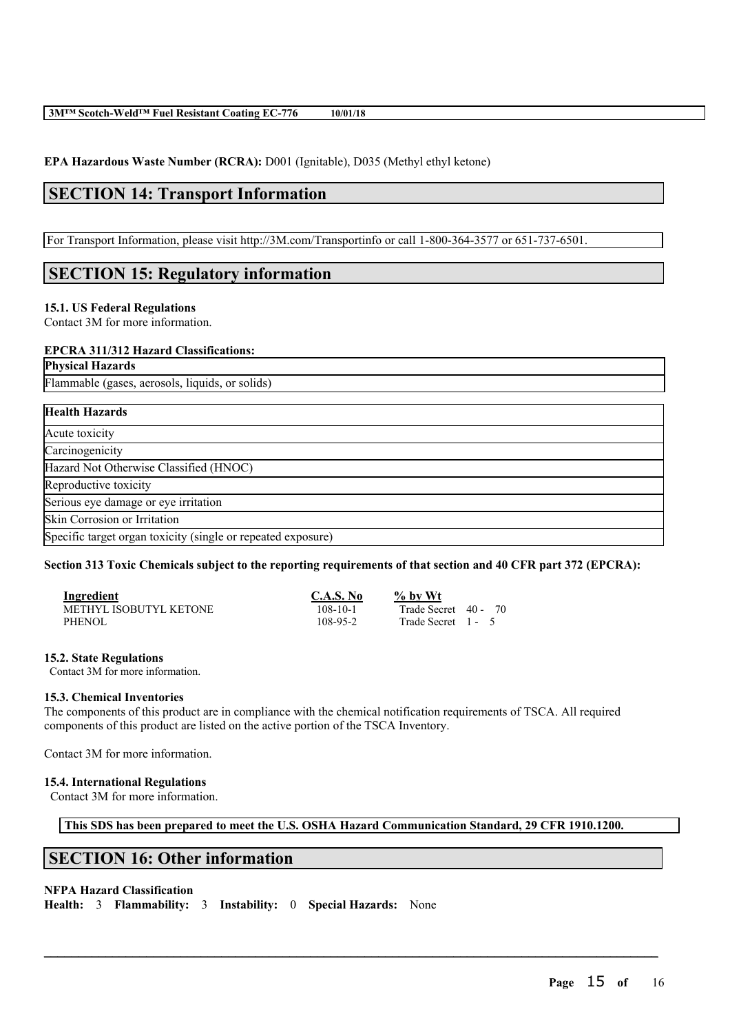**EPA Hazardous Waste Number (RCRA):** D001 (Ignitable), D035 (Methyl ethyl ketone)

## SECTION 14: Transport Information

For Transport Information, please visit http://3M.com/Transportinfo or call 1-800-364-3577 or 651-737-6501.

## SECTION 15: Regulatory information

### 15.1. US Federal Regulations

Contact 3M for more information.

**EPCRA 311/312 Hazard Classifications:**

| Physical Hazards |
|---|
| Flammable (gases, aerosols, liquids, or solids) |

| Health Hazards |
|---|
| Acute toxicity |
| Carcinogenicity |
| Hazard Not Otherwise Classified (HNOC) |
| Reproductive toxicity |
| Serious eye damage or eye irritation |
| Skin Corrosion or Irritation |
| Specific target organ toxicity (single or repeated exposure) |

**Section 313 Toxic Chemicals subject to the reporting requirements of that section and 40 CFR part 372 (EPCRA):**

| Ingredient | C.A.S. No | % by Wt |
|---|---|---|
| METHYL ISOBUTYL KETONE | 108-10-1 | Trade Secret 40 - 70 |
| PHENOL | 108-95-2 | Trade Secret 1 - 5 |

### 15.2. State Regulations

Contact 3M for more information.

### 15.3. Chemical Inventories

The components of this product are in compliance with the chemical notification requirements of TSCA. All required components of this product are listed on the active portion of the TSCA Inventory.

Contact 3M for more information.

### 15.4. International Regulations

Contact 3M for more information.

**This SDS has been prepared to meet the U.S. OSHA Hazard Communication Standard, 29 CFR 1910.1200.**

## SECTION 16: Other information

**NFPA Hazard Classification**

**Health:** 3 **Flammability:** 3 **Instability:** 0 **Special Hazards:** None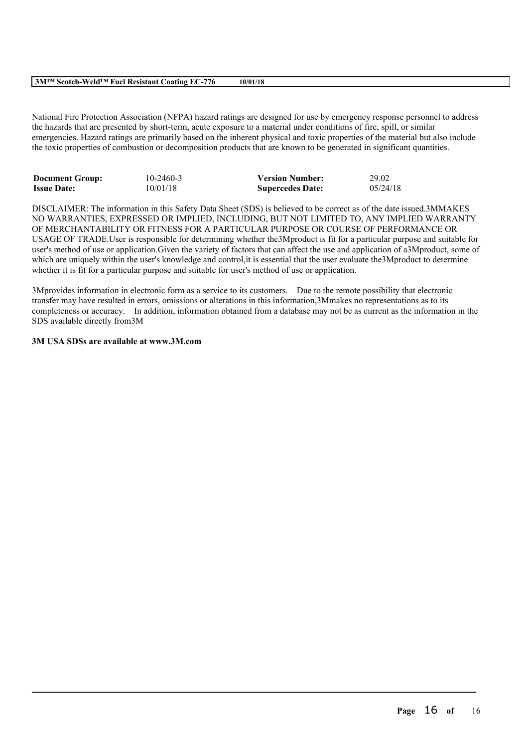National Fire Protection Association (NFPA) hazard ratings are designed for use by emergency response personnel to address the hazards that are presented by short-term, acute exposure to a material under conditions of fire, spill, or similar emergencies. Hazard ratings are primarily based on the inherent physical and toxic properties of the material but also include the toxic properties of combustion or decomposition products that are known to be generated in significant quantities.

| | | | |
|---|---|---|---|
| **Document Group:** | 10-2460-3 | **Version Number:** | 29.02 |
| **Issue Date:** | 10/01/18 | **Supercedes Date:** | 05/24/18 |

DISCLAIMER: The information in this Safety Data Sheet (SDS) is believed to be correct as of the date issued.3MMAKES NO WARRANTIES, EXPRESSED OR IMPLIED, INCLUDING, BUT NOT LIMITED TO, ANY IMPLIED WARRANTY OF MERCHANTABILITY OR FITNESS FOR A PARTICULAR PURPOSE OR COURSE OF PERFORMANCE OR USAGE OF TRADE.User is responsible for determining whether the3Mproduct is fit for a particular purpose and suitable for user's method of use or application.Given the variety of factors that can affect the use and application of a3Mproduct, some of which are uniquely within the user's knowledge and control,it is essential that the user evaluate the3Mproduct to determine whether it is fit for a particular purpose and suitable for user's method of use or application.

3Mprovides information in electronic form as a service to its customers. Due to the remote possibility that electronic transfer may have resulted in errors, omissions or alterations in this information,3Mmakes no representations as to its completeness or accuracy. In addition, information obtained from a database may not be as current as the information in the SDS available directly from3M

**3M USA SDSs are available at www.3M.com**